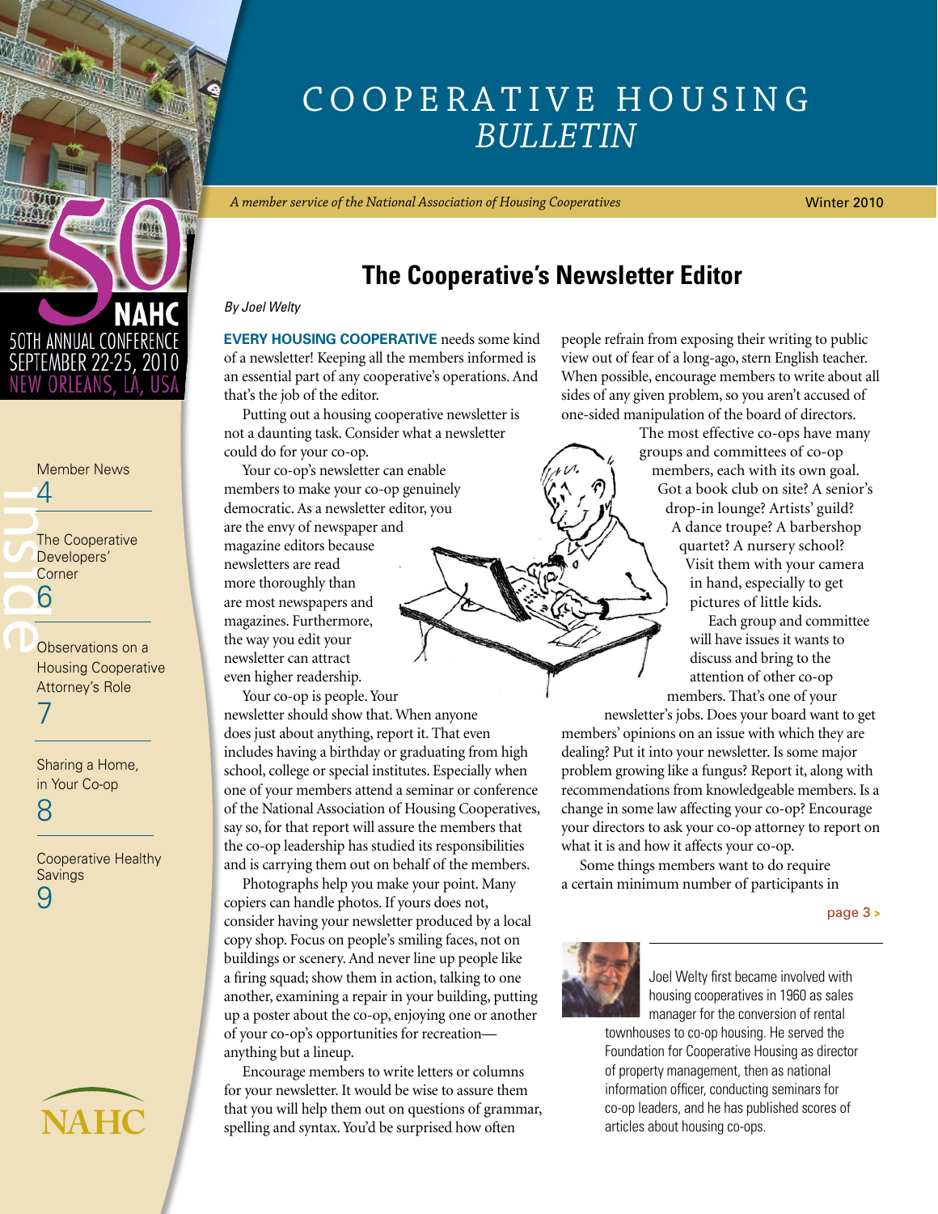# COOPERATIVE HOUSING *BULLETIN*

*A member service of the National Association of Housing Cooperatives* Winter 2010

NAHC 50th Annual Conference
September 22-25, 2010
New Orleans, LA, USA

**Inside**

Member News 4

The Cooperative Developers' Corner 6

Observations on a Housing Cooperative Attorney's Role 7

Sharing a Home, in Your Co-op 8

Cooperative Healthy Savings 9

NAHC

## The Cooperative's Newsletter Editor

*By Joel Welty*

**EVERY HOUSING COOPERATIVE** needs some kind of a newsletter! Keeping all the members informed is an essential part of any cooperative's operations. And that's the job of the editor.

Putting out a housing cooperative newsletter is not a daunting task. Consider what a newsletter could do for your co-op.

Your co-op's newsletter can enable members to make your co-op genuinely democratic. As a newsletter editor, you are the envy of newspaper and magazine editors because newsletters are read more thoroughly than are most newspapers and magazines. Furthermore, the way you edit your newsletter can attract even higher readership.

Your co-op is people. Your newsletter should show that. When anyone does just about anything, report it. That even includes having a birthday or graduating from high school, college or special institutes. Especially when one of your members attend a seminar or conference of the National Association of Housing Cooperatives, say so, for that report will assure the members that the co-op leadership has studied its responsibilities and is carrying them out on behalf of the members.

Photographs help you make your point. Many copiers can handle photos. If yours does not, consider having your newsletter produced by a local copy shop. Focus on people's smiling faces, not on buildings or scenery. And never line up people like a firing squad; show them in action, talking to one another, examining a repair in your building, putting up a poster about the co-op, enjoying one or another of your co-op's opportunities for recreation—anything but a lineup.

Encourage members to write letters or columns for your newsletter. It would be wise to assure them that you will help them out on questions of grammar, spelling and syntax. You'd be surprised how often people refrain from exposing their writing to public view out of fear of a long-ago, stern English teacher. When possible, encourage members to write about all sides of any given problem, so you aren't accused of one-sided manipulation of the board of directors.

The most effective co-ops have many groups and committees of co-op members, each with its own goal. Got a book club on site? A senior's drop-in lounge? Artists' guild? A dance troupe? A barbershop quartet? A nursery school? Visit them with your camera in hand, especially to get pictures of little kids.

Each group and committee will have issues it wants to discuss and bring to the attention of other co-op members. That's one of your newsletter's jobs. Does your board want to get members' opinions on an issue with which they are dealing? Put it into your newsletter. Is some major problem growing like a fungus? Report it, along with recommendations from knowledgeable members. Is a change in some law affecting your co-op? Encourage your directors to ask your co-op attorney to report on what it is and how it affects your co-op.

Some things members want to do require a certain minimum number of participants in

page 3 >

Joel Welty first became involved with housing cooperatives in 1960 as sales manager for the conversion of rental townhouses to co-op housing. He served the Foundation for Cooperative Housing as director of property management, then as national information officer, conducting seminars for co-op leaders, and he has published scores of articles about housing co-ops.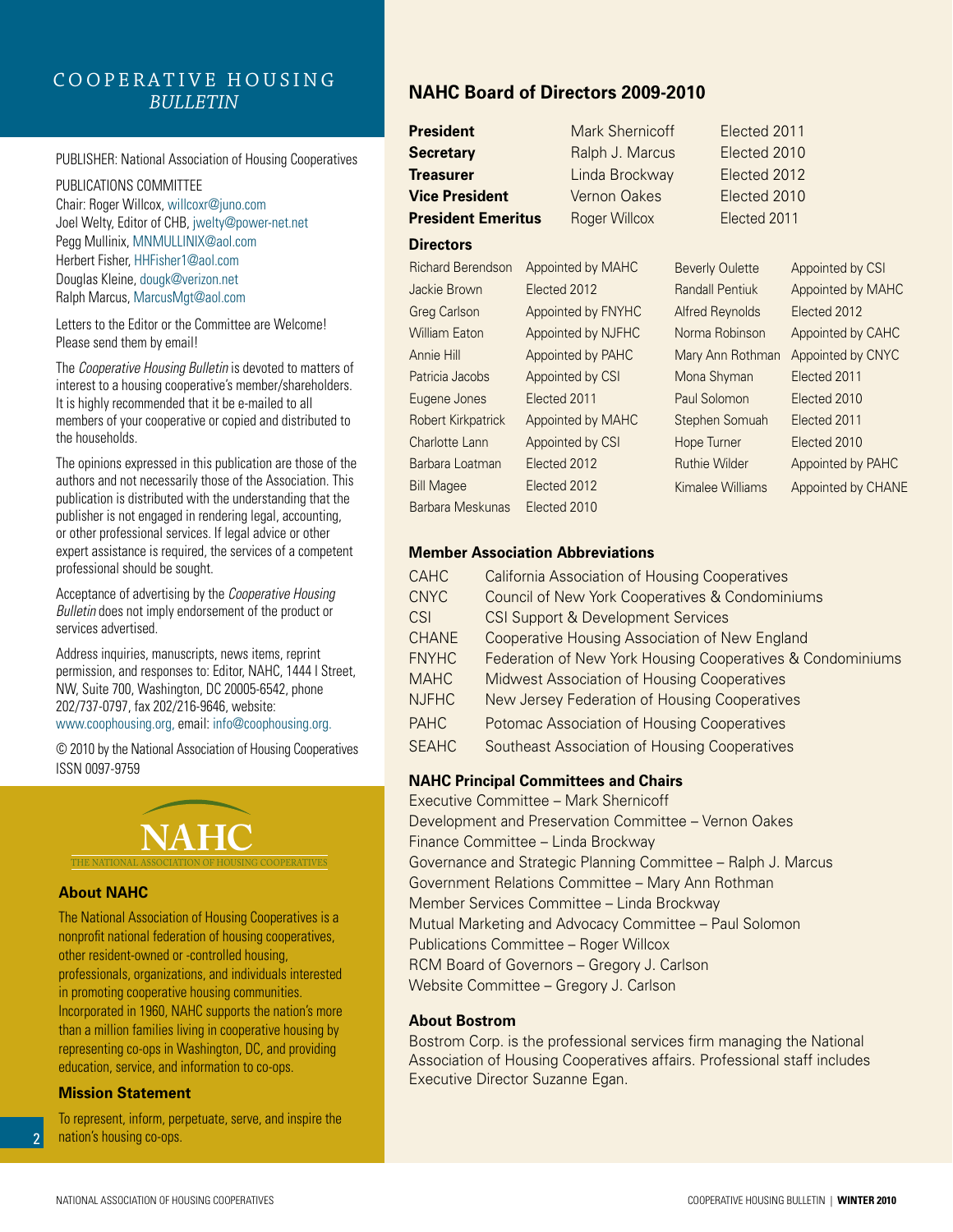# COOPERATIVE HOUSING *BULLETIN*

PUBLISHER: National Association of Housing Cooperatives

PUBLICATIONS COMMITTEE
Chair: Roger Willcox, willcoxr@juno.com
Joel Welty, Editor of CHB, jwelty@power-net.net
Pegg Mullinix, MNMULLINIX@aol.com
Herbert Fisher, HHFisher1@aol.com
Douglas Kleine, dougk@verizon.net
Ralph Marcus, MarcusMgt@aol.com

Letters to the Editor or the Committee are Welcome! Please send them by email!

The *Cooperative Housing Bulletin* is devoted to matters of interest to a housing cooperative's member/shareholders. It is highly recommended that it be e-mailed to all members of your cooperative or copied and distributed to the households.

The opinions expressed in this publication are those of the authors and not necessarily those of the Association. This publication is distributed with the understanding that the publisher is not engaged in rendering legal, accounting, or other professional services. If legal advice or other expert assistance is required, the services of a competent professional should be sought.

Acceptance of advertising by the *Cooperative Housing Bulletin* does not imply endorsement of the product or services advertised.

Address inquiries, manuscripts, news items, reprint permission, and responses to: Editor, NAHC, 1444 I Street, NW, Suite 700, Washington, DC 20005-6542, phone 202/737-0797, fax 202/216-9646, website: www.coophousing.org, email: info@coophousing.org.

© 2010 by the National Association of Housing Cooperatives
ISSN 0097-9759

NAHC
THE NATIONAL ASSOCIATION OF HOUSING COOPERATIVES

### About NAHC

The National Association of Housing Cooperatives is a nonprofit national federation of housing cooperatives, other resident-owned or -controlled housing, professionals, organizations, and individuals interested in promoting cooperative housing communities. Incorporated in 1960, NAHC supports the nation's more than a million families living in cooperative housing by representing co-ops in Washington, DC, and providing education, service, and information to co-ops.

### Mission Statement

To represent, inform, perpetuate, serve, and inspire the nation's housing co-ops.

## NAHC Board of Directors 2009-2010

| | | |
|---|---|---|
| **President** | Mark Shernicoff | Elected 2011 |
| **Secretary** | Ralph J. Marcus | Elected 2010 |
| **Treasurer** | Linda Brockway | Elected 2012 |
| **Vice President** | Vernon Oakes | Elected 2010 |
| **President Emeritus** | Roger Willcox | Elected 2011 |

### Directors

| | |
|---|---|
| Richard Berendson | Appointed by MAHC |
| Jackie Brown | Elected 2012 |
| Greg Carlson | Appointed by FNYHC |
| William Eaton | Appointed by NJFHC |
| Annie Hill | Appointed by PAHC |
| Patricia Jacobs | Appointed by CSI |
| Eugene Jones | Elected 2011 |
| Robert Kirkpatrick | Appointed by MAHC |
| Charlotte Lann | Appointed by CSI |
| Barbara Loatman | Elected 2012 |
| Bill Magee | Elected 2012 |
| Barbara Meskunas | Elected 2010 |
| Beverly Oulette | Appointed by CSI |
| Randall Pentiuk | Appointed by MAHC |
| Alfred Reynolds | Elected 2012 |
| Norma Robinson | Appointed by CAHC |
| Mary Ann Rothman | Appointed by CNYC |
| Mona Shyman | Elected 2011 |
| Paul Solomon | Elected 2010 |
| Stephen Somuah | Elected 2011 |
| Hope Turner | Elected 2010 |
| Ruthie Wilder | Appointed by PAHC |
| Kimalee Williams | Appointed by CHANE |

### Member Association Abbreviations

| | |
|---|---|
| CAHC | California Association of Housing Cooperatives |
| CNYC | Council of New York Cooperatives & Condominiums |
| CSI | CSI Support & Development Services |
| CHANE | Cooperative Housing Association of New England |
| FNYHC | Federation of New York Housing Cooperatives & Condominiums |
| MAHC | Midwest Association of Housing Cooperatives |
| NJFHC | New Jersey Federation of Housing Cooperatives |
| PAHC | Potomac Association of Housing Cooperatives |
| SEAHC | Southeast Association of Housing Cooperatives |

### NAHC Principal Committees and Chairs

Executive Committee – Mark Shernicoff
Development and Preservation Committee – Vernon Oakes
Finance Committee – Linda Brockway
Governance and Strategic Planning Committee – Ralph J. Marcus
Government Relations Committee – Mary Ann Rothman
Member Services Committee – Linda Brockway
Mutual Marketing and Advocacy Committee – Paul Solomon
Publications Committee – Roger Willcox
RCM Board of Governors – Gregory J. Carlson
Website Committee – Gregory J. Carlson

### About Bostrom

Bostrom Corp. is the professional services firm managing the National Association of Housing Cooperatives affairs. Professional staff includes Executive Director Suzanne Egan.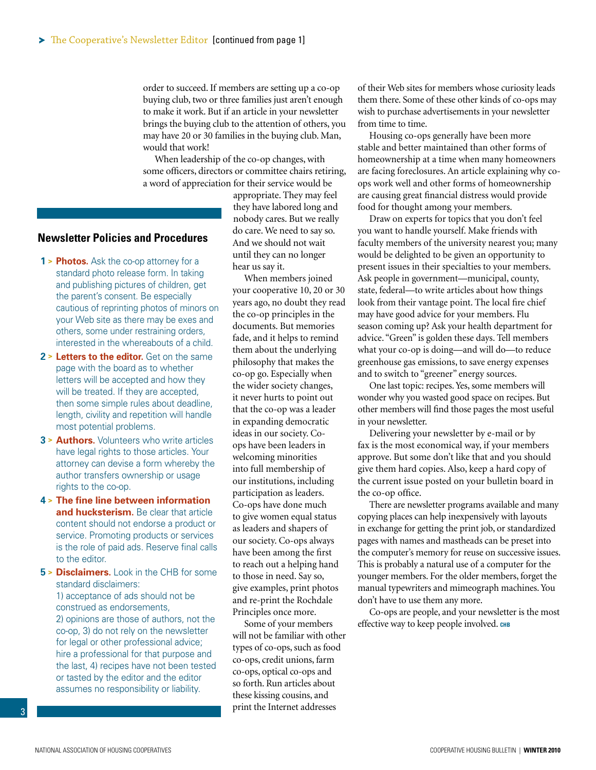> The Cooperative's Newsletter Editor [continued from page 1]

order to succeed. If members are setting up a co-op buying club, two or three families just aren't enough to make it work. But if an article in your newsletter brings the buying club to the attention of others, you may have 20 or 30 families in the buying club. Man, would that work!

When leadership of the co-op changes, with some officers, directors or committee chairs retiring, a word of appreciation for their service would be appropriate. They may feel they have labored long and nobody cares. But we really do care. We need to say so. And we should not wait until they can no longer hear us say it.

When members joined your cooperative 10, 20 or 30 years ago, no doubt they read the co-op principles in the documents. But memories fade, and it helps to remind them about the underlying philosophy that makes the co-op go. Especially when the wider society changes, it never hurts to point out that the co-op was a leader in expanding democratic ideas in our society. Co-ops have been leaders in welcoming minorities into full membership of our institutions, including participation as leaders. Co-ops have done much to give women equal status as leaders and shapers of our society. Co-ops always have been among the first to reach out a helping hand to those in need. Say so, give examples, print photos and re-print the Rochdale Principles once more.

Some of your members will not be familiar with other types of co-ops, such as food co-ops, credit unions, farm co-ops, optical co-ops and so forth. Run articles about these kissing cousins, and print the Internet addresses of their Web sites for members whose curiosity leads them there. Some of these other kinds of co-ops may wish to purchase advertisements in your newsletter from time to time.

Housing co-ops generally have been more stable and better maintained than other forms of homeownership at a time when many homeowners are facing foreclosures. An article explaining why co-ops work well and other forms of homeownership are causing great financial distress would provide food for thought among your members.

Draw on experts for topics that you don't feel you want to handle yourself. Make friends with faculty members of the university nearest you; many would be delighted to be given an opportunity to present issues in their specialties to your members. Ask people in government—municipal, county, state, federal—to write articles about how things look from their vantage point. The local fire chief may have good advice for your members. Flu season coming up? Ask your health department for advice. "Green" is golden these days. Tell members what your co-op is doing—and will do—to reduce greenhouse gas emissions, to save energy expenses and to switch to "greener" energy sources.

One last topic: recipes. Yes, some members will wonder why you wasted good space on recipes. But other members will find those pages the most useful in your newsletter.

Delivering your newsletter by e-mail or by fax is the most economical way, if your members approve. But some don't like that and you should give them hard copies. Also, keep a hard copy of the current issue posted on your bulletin board in the co-op office.

There are newsletter programs available and many copying places can help inexpensively with layouts in exchange for getting the print job, or standardized pages with names and mastheads can be preset into the computer's memory for reuse on successive issues. This is probably a natural use of a computer for the younger members. For the older members, forget the manual typewriters and mimeograph machines. You don't have to use them any more.

Co-ops are people, and your newsletter is the most effective way to keep people involved. CHB

## Newsletter Policies and Procedures

1 > **Photos.** Ask the co-op attorney for a standard photo release form. In taking and publishing pictures of children, get the parent's consent. Be especially cautious of reprinting photos of minors on your Web site as there may be exes and others, some under restraining orders, interested in the whereabouts of a child.

2 > **Letters to the editor.** Get on the same page with the board as to whether letters will be accepted and how they will be treated. If they are accepted, then some simple rules about deadline, length, civility and repetition will handle most potential problems.

3 > **Authors.** Volunteers who write articles have legal rights to those articles. Your attorney can devise a form whereby the author transfers ownership or usage rights to the co-op.

4 > **The fine line between information and hucksterism.** Be clear that article content should not endorse a product or service. Promoting products or services is the role of paid ads. Reserve final calls to the editor.

5 > **Disclaimers.** Look in the CHB for some standard disclaimers:
1) acceptance of ads should not be construed as endorsements,
2) opinions are those of authors, not the co-op, 3) do not rely on the newsletter for legal or other professional advice; hire a professional for that purpose and the last, 4) recipes have not been tested or tasted by the editor and the editor assumes no responsibility or liability.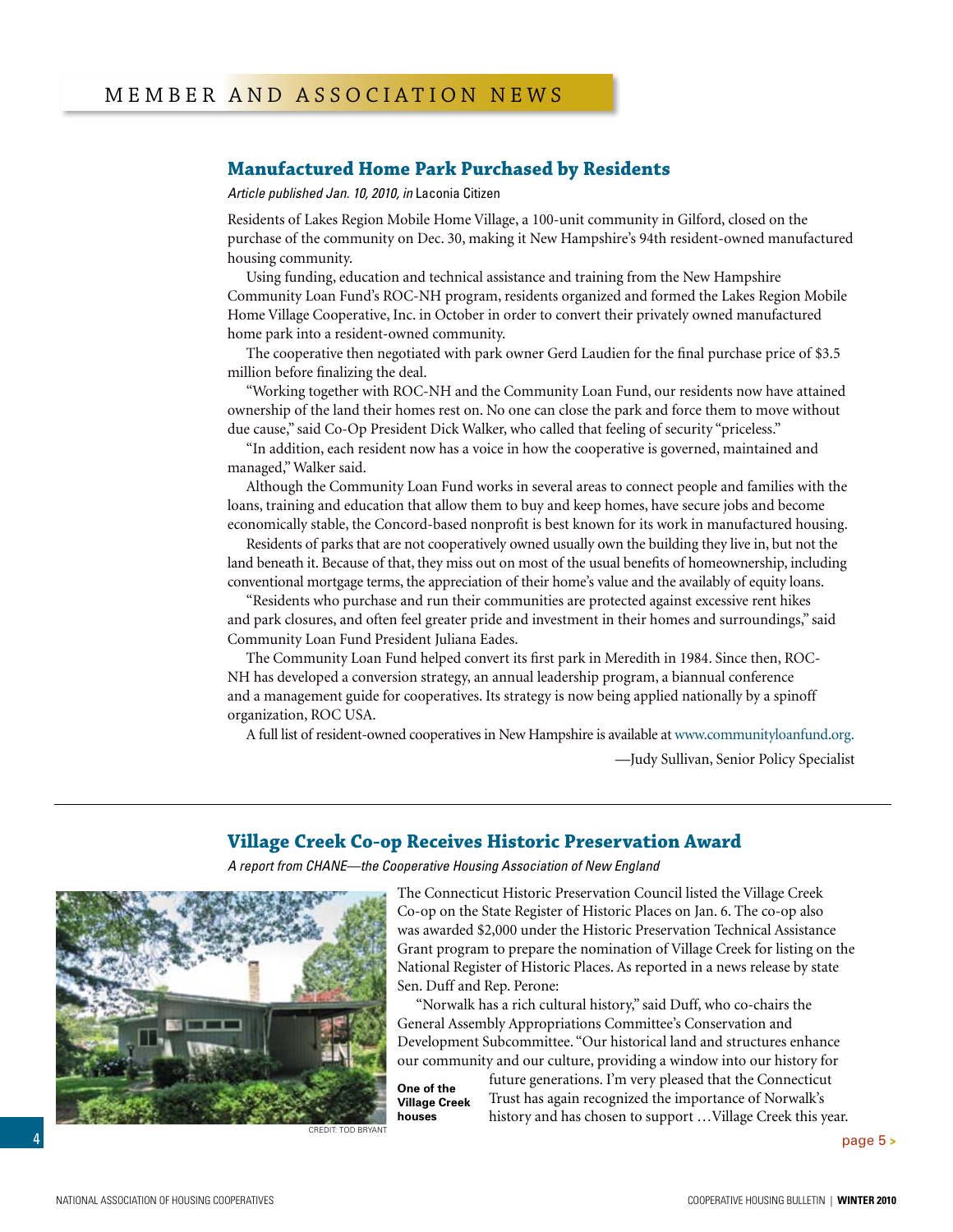## MEMBER AND ASSOCIATION NEWS

### Manufactured Home Park Purchased by Residents

*Article published Jan. 10, 2010, in* Laconia Citizen

Residents of Lakes Region Mobile Home Village, a 100-unit community in Gilford, closed on the purchase of the community on Dec. 30, making it New Hampshire's 94th resident-owned manufactured housing community.

Using funding, education and technical assistance and training from the New Hampshire Community Loan Fund's ROC-NH program, residents organized and formed the Lakes Region Mobile Home Village Cooperative, Inc. in October in order to convert their privately owned manufactured home park into a resident-owned community.

The cooperative then negotiated with park owner Gerd Laudien for the final purchase price of $3.5 million before finalizing the deal.

"Working together with ROC-NH and the Community Loan Fund, our residents now have attained ownership of the land their homes rest on. No one can close the park and force them to move without due cause," said Co-Op President Dick Walker, who called that feeling of security "priceless."

"In addition, each resident now has a voice in how the cooperative is governed, maintained and managed," Walker said.

Although the Community Loan Fund works in several areas to connect people and families with the loans, training and education that allow them to buy and keep homes, have secure jobs and become economically stable, the Concord-based nonprofit is best known for its work in manufactured housing.

Residents of parks that are not cooperatively owned usually own the building they live in, but not the land beneath it. Because of that, they miss out on most of the usual benefits of homeownership, including conventional mortgage terms, the appreciation of their home's value and the availably of equity loans.

"Residents who purchase and run their communities are protected against excessive rent hikes and park closures, and often feel greater pride and investment in their homes and surroundings," said Community Loan Fund President Juliana Eades.

The Community Loan Fund helped convert its first park in Meredith in 1984. Since then, ROC-NH has developed a conversion strategy, an annual leadership program, a biannual conference and a management guide for cooperatives. Its strategy is now being applied nationally by a spinoff organization, ROC USA.

A full list of resident-owned cooperatives in New Hampshire is available at www.communityloanfund.org.

—Judy Sullivan, Senior Policy Specialist

---

### Village Creek Co-op Receives Historic Preservation Award

*A report from CHANE—the Cooperative Housing Association of New England*

The Connecticut Historic Preservation Council listed the Village Creek Co-op on the State Register of Historic Places on Jan. 6. The co-op also was awarded $2,000 under the Historic Preservation Technical Assistance Grant program to prepare the nomination of Village Creek for listing on the National Register of Historic Places. As reported in a news release by state Sen. Duff and Rep. Perone:

"Norwalk has a rich cultural history," said Duff, who co-chairs the General Assembly Appropriations Committee's Conservation and Development Subcommittee. "Our historical land and structures enhance our community and our culture, providing a window into our history for future generations. I'm very pleased that the Connecticut Trust has again recognized the importance of Norwalk's history and has chosen to support …Village Creek this year.

**One of the Village Creek houses**

CREDIT: TOD BRYANT

page 5 >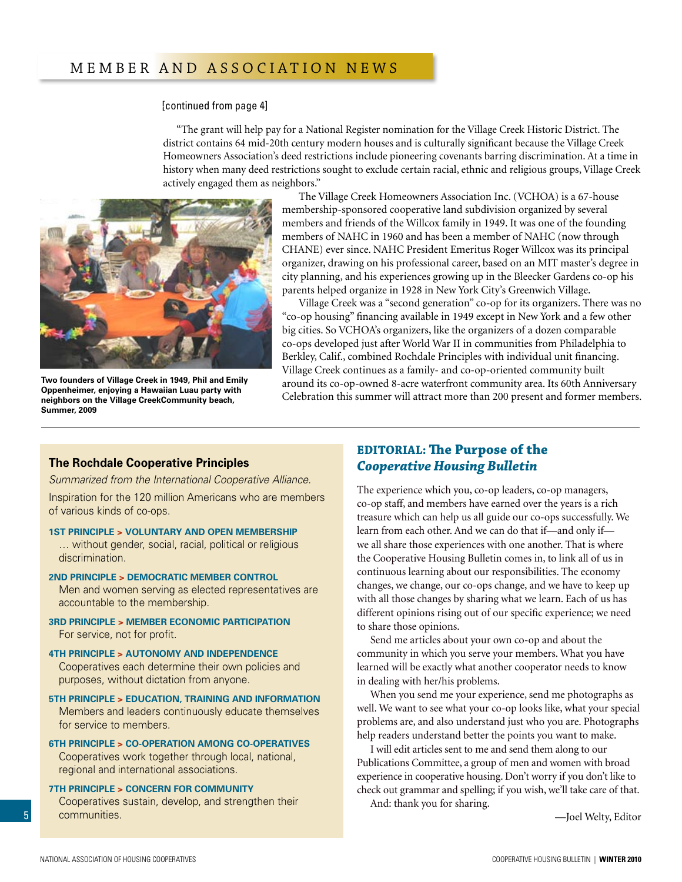# MEMBER AND ASSOCIATION NEWS

[continued from page 4]

"The grant will help pay for a National Register nomination for the Village Creek Historic District. The district contains 64 mid-20th century modern houses and is culturally significant because the Village Creek Homeowners Association's deed restrictions include pioneering covenants barring discrimination. At a time in history when many deed restrictions sought to exclude certain racial, ethnic and religious groups, Village Creek actively engaged them as neighbors."

Two founders of Village Creek in 1949, Phil and Emily Oppenheimer, enjoying a Hawaiian Luau party with neighbors on the Village CreekCommunity beach, Summer, 2009

The Village Creek Homeowners Association Inc. (VCHOA) is a 67-house membership-sponsored cooperative land subdivision organized by several members and friends of the Willcox family in 1949. It was one of the founding members of NAHC in 1960 and has been a member of NAHC (now through CHANE) ever since. NAHC President Emeritus Roger Willcox was its principal organizer, drawing on his professional career, based on an MIT master's degree in city planning, and his experiences growing up in the Bleecker Gardens co-op his parents helped organize in 1928 in New York City's Greenwich Village.

Village Creek was a "second generation" co-op for its organizers. There was no "co-op housing" financing available in 1949 except in New York and a few other big cities. So VCHOA's organizers, like the organizers of a dozen comparable co-ops developed just after World War II in communities from Philadelphia to Berkley, Calif., combined Rochdale Principles with individual unit financing. Village Creek continues as a family- and co-op-oriented community built around its co-op-owned 8-acre waterfront community area. Its 60th Anniversary Celebration this summer will attract more than 200 present and former members.

## The Rochdale Cooperative Principles

*Summarized from the International Cooperative Alliance.*

Inspiration for the 120 million Americans who are members of various kinds of co-ops.

**1ST PRINCIPLE > VOLUNTARY AND OPEN MEMBERSHIP**
… without gender, social, racial, political or religious discrimination.

**2ND PRINCIPLE > DEMOCRATIC MEMBER CONTROL**
Men and women serving as elected representatives are accountable to the membership.

**3RD PRINCIPLE > MEMBER ECONOMIC PARTICIPATION**
For service, not for profit.

**4TH PRINCIPLE > AUTONOMY AND INDEPENDENCE**
Cooperatives each determine their own policies and purposes, without dictation from anyone.

**5TH PRINCIPLE > EDUCATION, TRAINING AND INFORMATION**
Members and leaders continuously educate themselves for service to members.

**6TH PRINCIPLE > CO-OPERATION AMONG CO-OPERATIVES**
Cooperatives work together through local, national, regional and international associations.

**7TH PRINCIPLE > CONCERN FOR COMMUNITY**
Cooperatives sustain, develop, and strengthen their communities.

## EDITORIAL: The Purpose of the *Cooperative Housing Bulletin*

The experience which you, co-op leaders, co-op managers, co-op staff, and members have earned over the years is a rich treasure which can help us all guide our co-ops successfully. We learn from each other. And we can do that if—and only if—we all share those experiences with one another. That is where the Cooperative Housing Bulletin comes in, to link all of us in continuous learning about our responsibilities. The economy changes, we change, our co-ops change, and we have to keep up with all those changes by sharing what we learn. Each of us has different opinions rising out of our specific experience; we need to share those opinions.

Send me articles about your own co-op and about the community in which you serve your members. What you have learned will be exactly what another cooperator needs to know in dealing with her/his problems.

When you send me your experience, send me photographs as well. We want to see what your co-op looks like, what your special problems are, and also understand just who you are. Photographs help readers understand better the points you want to make.

I will edit articles sent to me and send them along to our Publications Committee, a group of men and women with broad experience in cooperative housing. Don't worry if you don't like to check out grammar and spelling; if you wish, we'll take care of that.

And: thank you for sharing.

—Joel Welty, Editor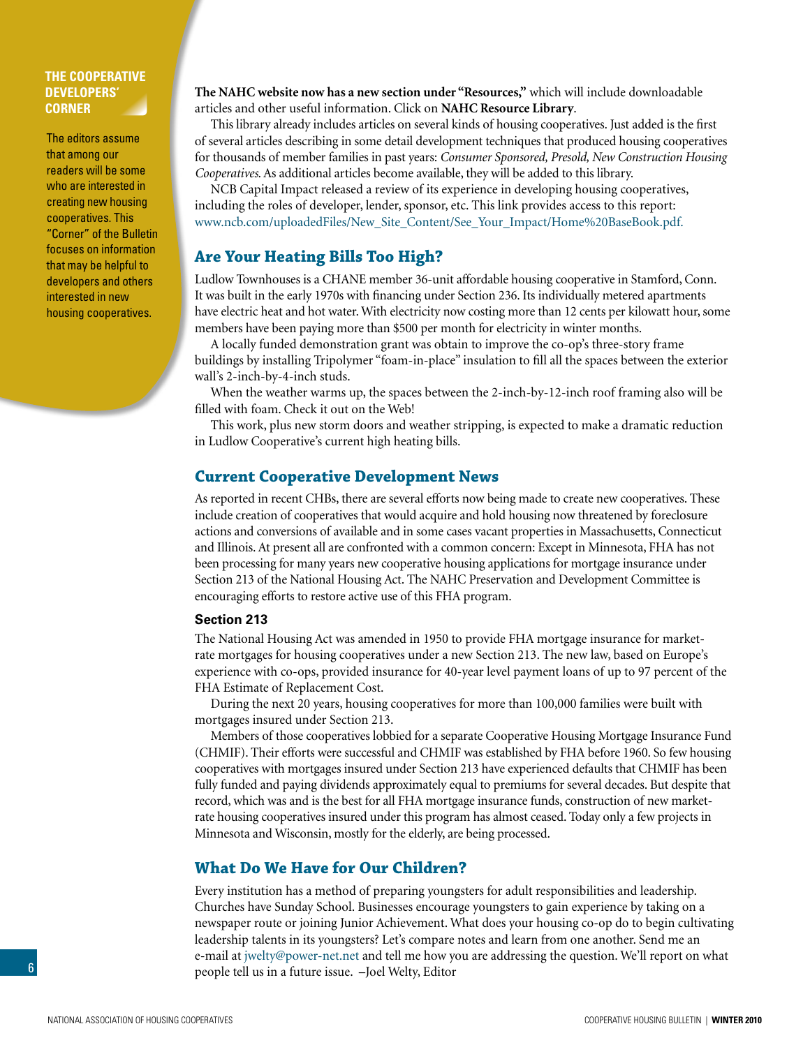## THE COOPERATIVE DEVELOPERS' CORNER

The editors assume that among our readers will be some who are interested in creating new housing cooperatives. This "Corner" of the Bulletin focuses on information that may be helpful to developers and others interested in new housing cooperatives.

**The NAHC website now has a new section under "Resources,"** which will include downloadable articles and other useful information. Click on **NAHC Resource Library**.

This library already includes articles on several kinds of housing cooperatives. Just added is the first of several articles describing in some detail development techniques that produced housing cooperatives for thousands of member families in past years: *Consumer Sponsored, Presold, New Construction Housing Cooperatives.* As additional articles become available, they will be added to this library.

NCB Capital Impact released a review of its experience in developing housing cooperatives, including the roles of developer, lender, sponsor, etc. This link provides access to this report: www.ncb.com/uploadedFiles/New_Site_Content/See_Your_Impact/Home%20BaseBook.pdf.

## Are Your Heating Bills Too High?

Ludlow Townhouses is a CHANE member 36-unit affordable housing cooperative in Stamford, Conn. It was built in the early 1970s with financing under Section 236. Its individually metered apartments have electric heat and hot water. With electricity now costing more than 12 cents per kilowatt hour, some members have been paying more than $500 per month for electricity in winter months.

A locally funded demonstration grant was obtain to improve the co-op's three-story frame buildings by installing Tripolymer "foam-in-place" insulation to fill all the spaces between the exterior wall's 2-inch-by-4-inch studs.

When the weather warms up, the spaces between the 2-inch-by-12-inch roof framing also will be filled with foam. Check it out on the Web!

This work, plus new storm doors and weather stripping, is expected to make a dramatic reduction in Ludlow Cooperative's current high heating bills.

## Current Cooperative Development News

As reported in recent CHBs, there are several efforts now being made to create new cooperatives. These include creation of cooperatives that would acquire and hold housing now threatened by foreclosure actions and conversions of available and in some cases vacant properties in Massachusetts, Connecticut and Illinois. At present all are confronted with a common concern: Except in Minnesota, FHA has not been processing for many years new cooperative housing applications for mortgage insurance under Section 213 of the National Housing Act. The NAHC Preservation and Development Committee is encouraging efforts to restore active use of this FHA program.

### Section 213

The National Housing Act was amended in 1950 to provide FHA mortgage insurance for market-rate mortgages for housing cooperatives under a new Section 213. The new law, based on Europe's experience with co-ops, provided insurance for 40-year level payment loans of up to 97 percent of the FHA Estimate of Replacement Cost.

During the next 20 years, housing cooperatives for more than 100,000 families were built with mortgages insured under Section 213.

Members of those cooperatives lobbied for a separate Cooperative Housing Mortgage Insurance Fund (CHMIF). Their efforts were successful and CHMIF was established by FHA before 1960. So few housing cooperatives with mortgages insured under Section 213 have experienced defaults that CHMIF has been fully funded and paying dividends approximately equal to premiums for several decades. But despite that record, which was and is the best for all FHA mortgage insurance funds, construction of new market-rate housing cooperatives insured under this program has almost ceased. Today only a few projects in Minnesota and Wisconsin, mostly for the elderly, are being processed.

## What Do We Have for Our Children?

Every institution has a method of preparing youngsters for adult responsibilities and leadership. Churches have Sunday School. Businesses encourage youngsters to gain experience by taking on a newspaper route or joining Junior Achievement. What does your housing co-op do to begin cultivating leadership talents in its youngsters? Let's compare notes and learn from one another. Send me an e-mail at jwelty@power-net.net and tell me how you are addressing the question. We'll report on what people tell us in a future issue. –Joel Welty, Editor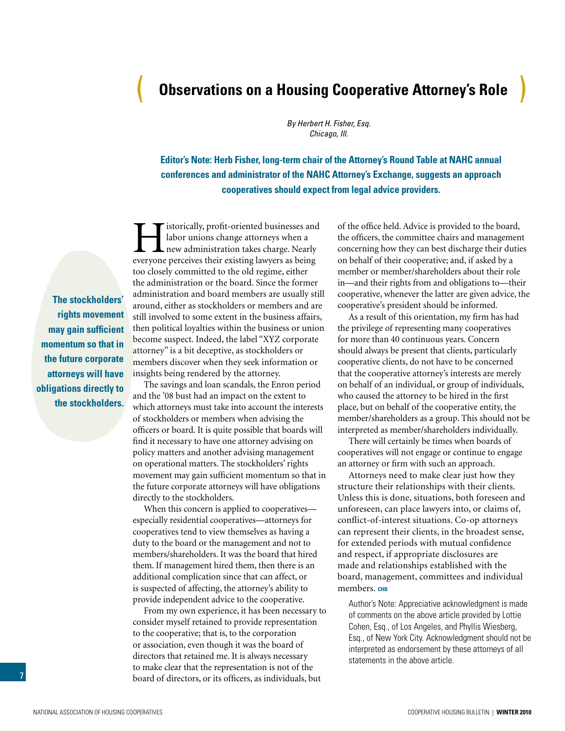# Observations on a Housing Cooperative Attorney's Role

*By Herbert H. Fisher, Esq.*
*Chicago, Ill.*

**Editor's Note: Herb Fisher, long-term chair of the Attorney's Round Table at NAHC annual conferences and administrator of the NAHC Attorney's Exchange, suggests an approach cooperatives should expect from legal advice providers.**

Historically, profit-oriented businesses and labor unions change attorneys when a new administration takes charge. Nearly everyone perceives their existing lawyers as being too closely committed to the old regime, either the administration or the board. Since the former administration and board members are usually still around, either as stockholders or members and are still involved to some extent in the business affairs, then political loyalties within the business or union become suspect. Indeed, the label "XYZ corporate attorney" is a bit deceptive, as stockholders or members discover when they seek information or insights being rendered by the attorney.

The savings and loan scandals, the Enron period and the '08 bust had an impact on the extent to which attorneys must take into account the interests of stockholders or members when advising the officers or board. It is quite possible that boards will find it necessary to have one attorney advising on policy matters and another advising management on operational matters. The stockholders' rights movement may gain sufficient momentum so that in the future corporate attorneys will have obligations directly to the stockholders.

**The stockholders' rights movement may gain sufficient momentum so that in the future corporate attorneys will have obligations directly to the stockholders.**

When this concern is applied to cooperatives—especially residential cooperatives—attorneys for cooperatives tend to view themselves as having a duty to the board or the management and not to members/shareholders. It was the board that hired them. If management hired them, then there is an additional complication since that can affect, or is suspected of affecting, the attorney's ability to provide independent advice to the cooperative.

From my own experience, it has been necessary to consider myself retained to provide representation to the cooperative; that is, to the corporation or association, even though it was the board of directors that retained me. It is always necessary to make clear that the representation is not of the board of directors, or its officers, as individuals, but of the office held. Advice is provided to the board, the officers, the committee chairs and management concerning how they can best discharge their duties on behalf of their cooperative; and, if asked by a member or member/shareholders about their role in—and their rights from and obligations to—their cooperative, whenever the latter are given advice, the cooperative's president should be informed.

As a result of this orientation, my firm has had the privilege of representing many cooperatives for more than 40 continuous years. Concern should always be present that clients, particularly cooperative clients, do not have to be concerned that the cooperative attorney's interests are merely on behalf of an individual, or group of individuals, who caused the attorney to be hired in the first place, but on behalf of the cooperative entity, the member/shareholders as a group. This should not be interpreted as member/shareholders individually.

There will certainly be times when boards of cooperatives will not engage or continue to engage an attorney or firm with such an approach.

Attorneys need to make clear just how they structure their relationships with their clients. Unless this is done, situations, both foreseen and unforeseen, can place lawyers into, or claims of, conflict-of-interest situations. Co-op attorneys can represent their clients, in the broadest sense, for extended periods with mutual confidence and respect, if appropriate disclosures are made and relationships established with the board, management, committees and individual members. **CHB**

Author's Note: Appreciative acknowledgment is made of comments on the above article provided by Lottie Cohen, Esq., of Los Angeles, and Phyllis Wiesberg, Esq., of New York City. Acknowledgment should not be interpreted as endorsement by these attorneys of all statements in the above article.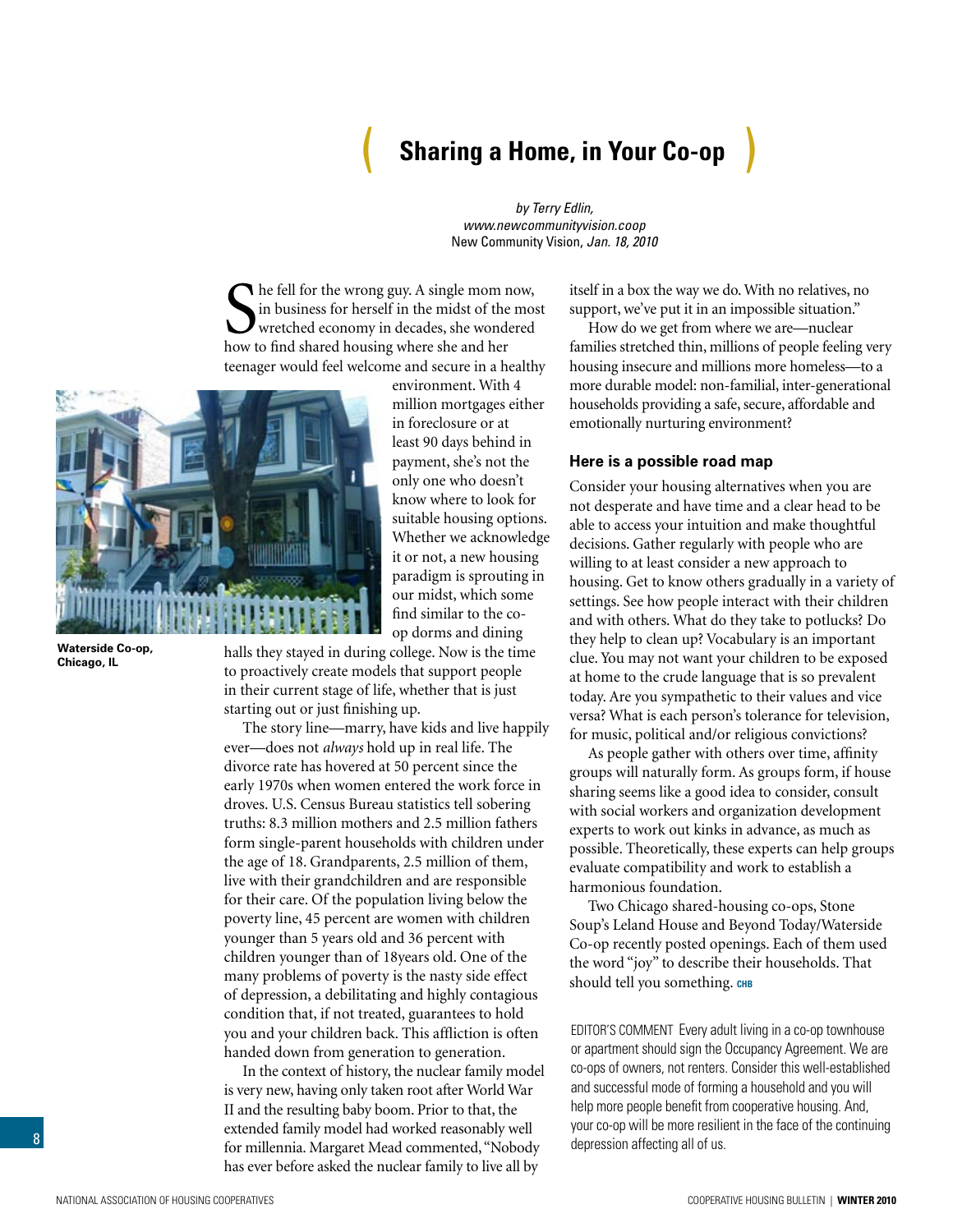# Sharing a Home, in Your Co-op

*by Terry Edlin,*
*www.newcommunityvision.coop*
New Community Vision, *Jan. 18, 2010*

She fell for the wrong guy. A single mom now, in business for herself in the midst of the most wretched economy in decades, she wondered how to find shared housing where she and her teenager would feel welcome and secure in a healthy environment. With 4 million mortgages either in foreclosure or at least 90 days behind in payment, she's not the only one who doesn't know where to look for suitable housing options. Whether we acknowledge it or not, a new housing paradigm is sprouting in our midst, which some find similar to the co-op dorms and dining halls they stayed in during college. Now is the time to proactively create models that support people in their current stage of life, whether that is just starting out or just finishing up.

**Waterside Co-op, Chicago, IL**

The story line—marry, have kids and live happily ever—does not *always* hold up in real life. The divorce rate has hovered at 50 percent since the early 1970s when women entered the work force in droves. U.S. Census Bureau statistics tell sobering truths: 8.3 million mothers and 2.5 million fathers form single-parent households with children under the age of 18. Grandparents, 2.5 million of them, live with their grandchildren and are responsible for their care. Of the population living below the poverty line, 45 percent are women with children younger than 5 years old and 36 percent with children younger than of 18years old. One of the many problems of poverty is the nasty side effect of depression, a debilitating and highly contagious condition that, if not treated, guarantees to hold you and your children back. This affliction is often handed down from generation to generation.

In the context of history, the nuclear family model is very new, having only taken root after World War II and the resulting baby boom. Prior to that, the extended family model had worked reasonably well for millennia. Margaret Mead commented, "Nobody has ever before asked the nuclear family to live all by itself in a box the way we do. With no relatives, no support, we've put it in an impossible situation."

How do we get from where we are—nuclear families stretched thin, millions of people feeling very housing insecure and millions more homeless—to a more durable model: non-familial, inter-generational households providing a safe, secure, affordable and emotionally nurturing environment?

## Here is a possible road map

Consider your housing alternatives when you are not desperate and have time and a clear head to be able to access your intuition and make thoughtful decisions. Gather regularly with people who are willing to at least consider a new approach to housing. Get to know others gradually in a variety of settings. See how people interact with their children and with others. What do they take to potlucks? Do they help to clean up? Vocabulary is an important clue. You may not want your children to be exposed at home to the crude language that is so prevalent today. Are you sympathetic to their values and vice versa? What is each person's tolerance for television, for music, political and/or religious convictions?

As people gather with others over time, affinity groups will naturally form. As groups form, if house sharing seems like a good idea to consider, consult with social workers and organization development experts to work out kinks in advance, as much as possible. Theoretically, these experts can help groups evaluate compatibility and work to establish a harmonious foundation.

Two Chicago shared-housing co-ops, Stone Soup's Leland House and Beyond Today/Waterside Co-op recently posted openings. Each of them used the word "joy" to describe their households. That should tell you something. CHB

EDITOR'S COMMENT Every adult living in a co-op townhouse or apartment should sign the Occupancy Agreement. We are co-ops of owners, not renters. Consider this well-established and successful mode of forming a household and you will help more people benefit from cooperative housing. And, your co-op will be more resilient in the face of the continuing depression affecting all of us.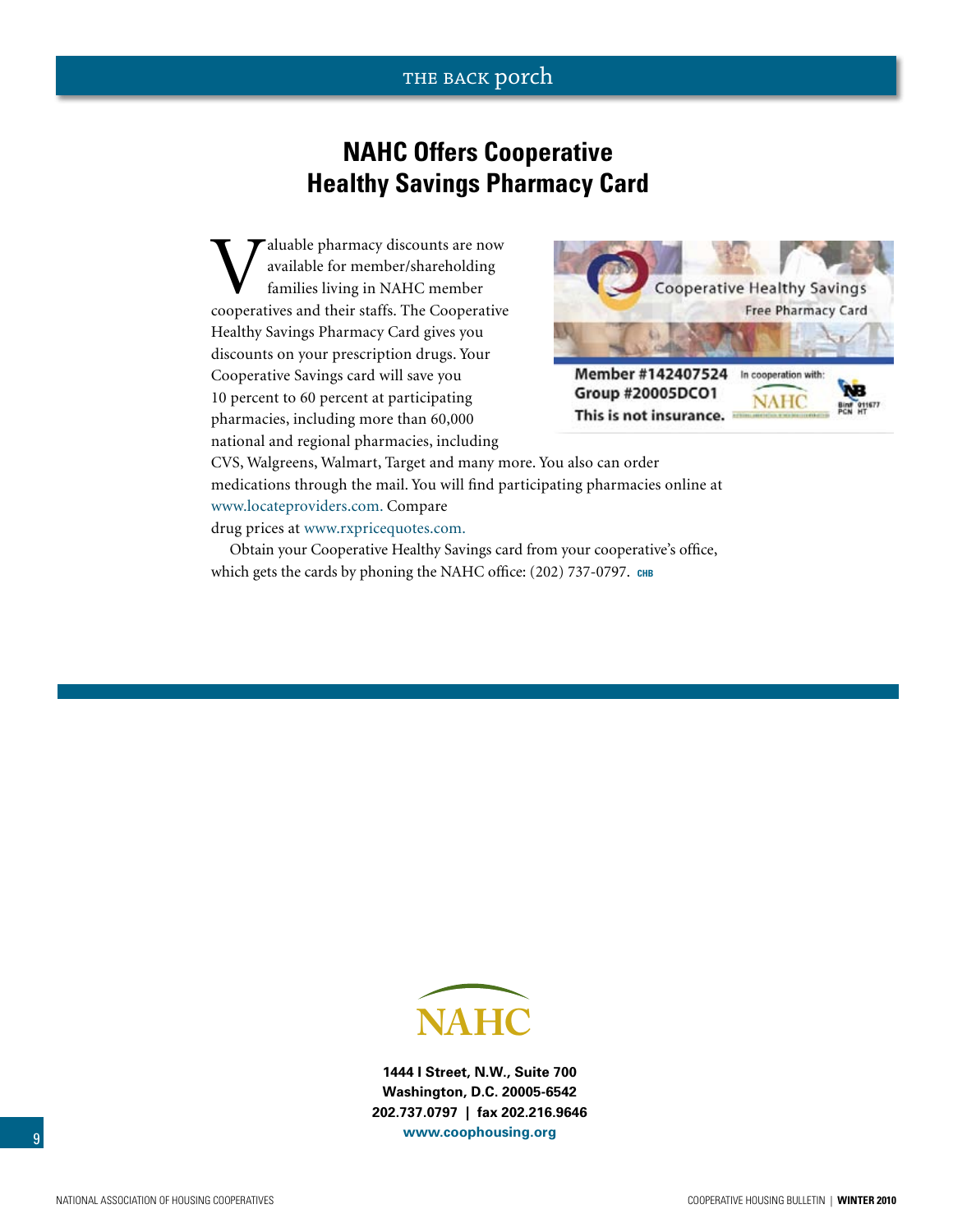# NAHC Offers Cooperative Healthy Savings Pharmacy Card

Valuable pharmacy discounts are now available for member/shareholding families living in NAHC member cooperatives and their staffs. The Cooperative Healthy Savings Pharmacy Card gives you discounts on your prescription drugs. Your Cooperative Savings card will save you 10 percent to 60 percent at participating pharmacies, including more than 60,000 national and regional pharmacies, including CVS, Walgreens, Walmart, Target and many more. You also can order medications through the mail. You will find participating pharmacies online at www.locateproviders.com. Compare drug prices at www.rxpricequotes.com.

Obtain your Cooperative Healthy Savings card from your cooperative's office, which gets the cards by phoning the NAHC office: (202) 737-0797. CHB

NAHC

**1444 I Street, N.W., Suite 700**
**Washington, D.C. 20005-6542**
**202.737.0797 | fax 202.216.9646**
**www.coophousing.org**